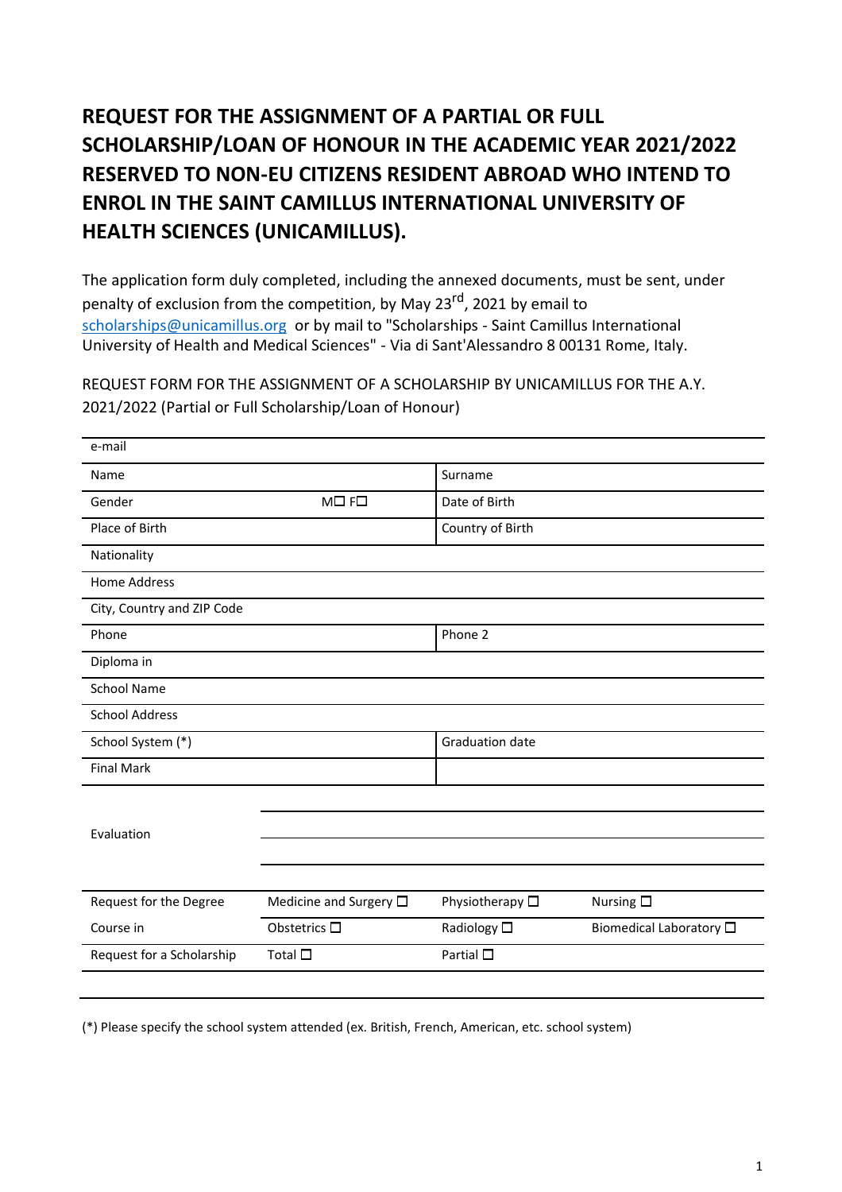# REQUEST FOR THE ASSIGNMENT OF A PARTIAL OR FULL SCHOLARSHIP/LOAN OF HONOUR IN THE ACADEMIC YEAR 2021/2022 RESERVED TO NON-EU CITIZENS RESIDENT ABROAD WHO INTEND TO ENROL IN THE SAINT CAMILLUS INTERNATIONAL UNIVERSITY OF HEALTH SCIENCES (UNICAMILLUS).

The application form duly completed, including the annexed documents, must be sent, under penalty of exclusion from the competition, by May 23rd, 2021 by email to scholarships@unicamillus.org or by mail to "Scholarships - Saint Camillus International University of Health and Medical Sciences" - Via di Sant'Alessandro 8 00131 Rome, Italy.

REQUEST FORM FOR THE ASSIGNMENT OF A SCHOLARSHIP BY UNICAMILLUS FOR THE A.Y. 2021/2022 (Partial or Full Scholarship/Loan of Honour)

| e-mail | | | |
|---|---|---|---|
| Name | | Surname | |
| Gender | M☐ F☐ | Date of Birth | |
| Place of Birth | | Country of Birth | |
| Nationality | | | |
| Home Address | | | |
| City, Country and ZIP Code | | | |
| Phone | | Phone 2 | |
| Diploma in | | | |
| School Name | | | |
| School Address | | | |
| School System (*) | | Graduation date | |
| Final Mark | | | |
| Evaluation | | | |
| Request for the Degree Course in | Medicine and Surgery ☐ | Physiotherapy ☐ | Nursing ☐ |
| | Obstetrics ☐ | Radiology ☐ | Biomedical Laboratory ☐ |
| Request for a Scholarship | Total ☐ | Partial ☐ | |

(*) Please specify the school system attended (ex. British, French, American, etc. school system)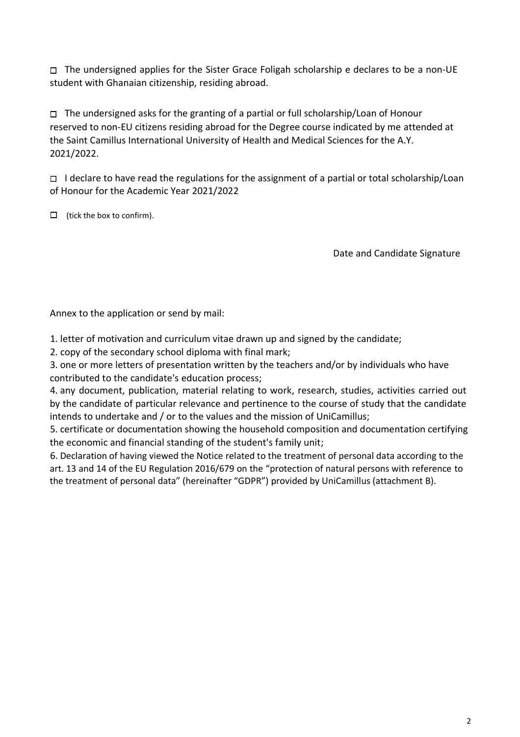☐ The undersigned applies for the Sister Grace Foligah scholarship e declares to be a non-UE student with Ghanaian citizenship, residing abroad.

☐ The undersigned asks for the granting of a partial or full scholarship/Loan of Honour reserved to non-EU citizens residing abroad for the Degree course indicated by me attended at the Saint Camillus International University of Health and Medical Sciences for the A.Y. 2021/2022.

☐ I declare to have read the regulations for the assignment of a partial or total scholarship/Loan of Honour for the Academic Year 2021/2022

☐ (tick the box to confirm).

Date and Candidate Signature

Annex to the application or send by mail:

1. letter of motivation and curriculum vitae drawn up and signed by the candidate;
2. copy of the secondary school diploma with final mark;
3. one or more letters of presentation written by the teachers and/or by individuals who have contributed to the candidate's education process;
4. any document, publication, material relating to work, research, studies, activities carried out by the candidate of particular relevance and pertinence to the course of study that the candidate intends to undertake and / or to the values and the mission of UniCamillus;
5. certificate or documentation showing the household composition and documentation certifying the economic and financial standing of the student's family unit;
6. Declaration of having viewed the Notice related to the treatment of personal data according to the art. 13 and 14 of the EU Regulation 2016/679 on the "protection of natural persons with reference to the treatment of personal data" (hereinafter "GDPR") provided by UniCamillus (attachment B).